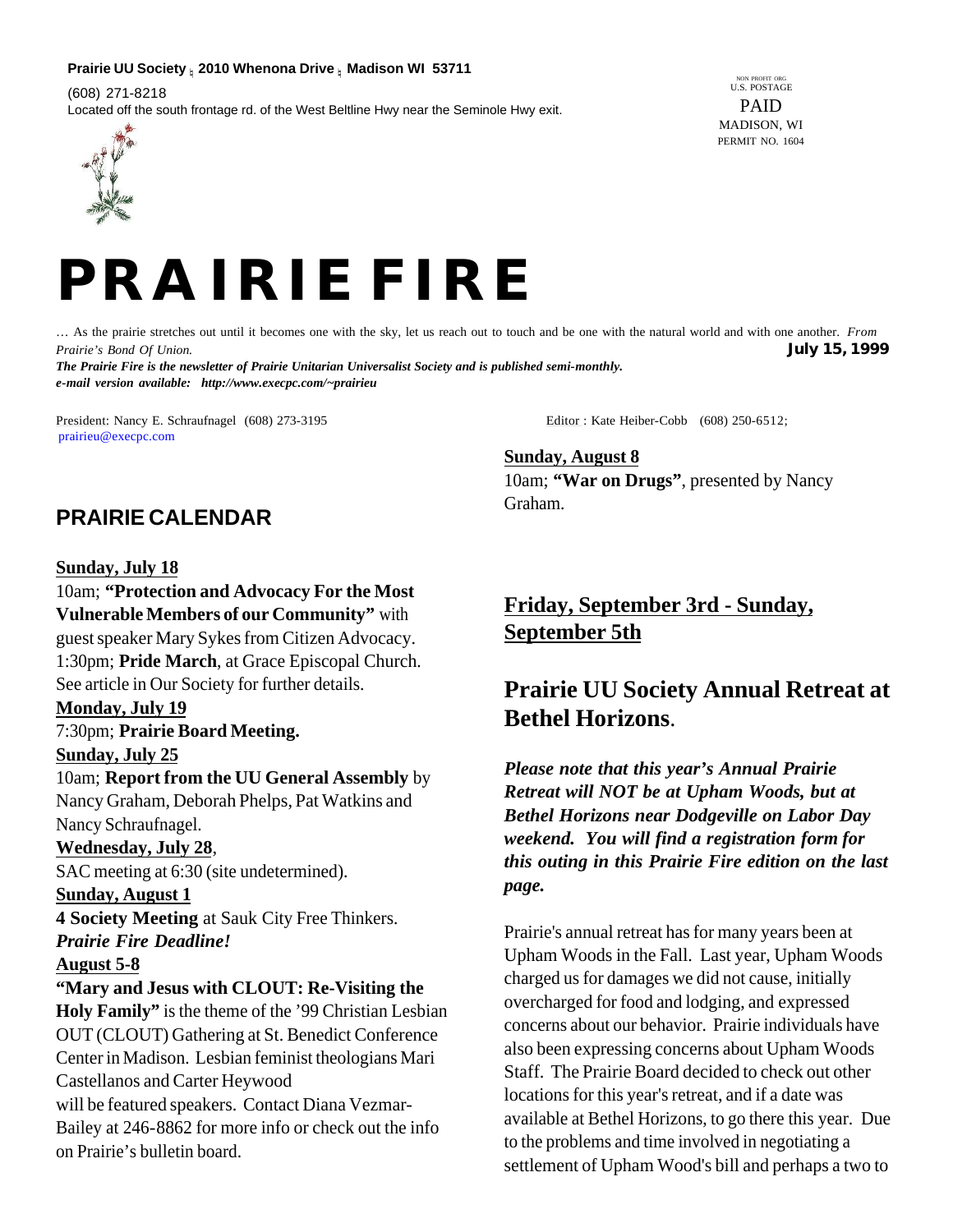**Prairie UU Society ¦ 2010 Whenona Drive ¦ Madison WI 53711**

(608) 271-8218

Located off the south frontage rd. of the West Beltline Hwy near the Seminole Hwy exit.

NON PROFIT ORG
U.S. POSTAGE
PAID
MADISON, WI
PERMIT NO. 1604

# PRAIRIE FIRE

… As the prairie stretches out until it becomes one with the sky, let us reach out to touch and be one with the natural world and with one another. *From Prairie's Bond Of Union.*

**July 15, 1999**

***The Prairie Fire is the newsletter of Prairie Unitarian Universalist Society and is published semi-monthly.***

***e-mail version available: http://www.execpc.com/~prairieu***

President: Nancy E. Schraufnagel (608) 273-3195
prairieu@execpc.com

Editor : Kate Heiber-Cobb (608) 250-6512;

## PRAIRIE CALENDAR

**Sunday, July 18**

10am; **"Protection and Advocacy For the Most Vulnerable Members of our Community"** with guest speaker Mary Sykes from Citizen Advocacy.
1:30pm; **Pride March**, at Grace Episcopal Church. See article in Our Society for further details.

**Monday, July 19**

7:30pm; **Prairie Board Meeting.**

**Sunday, July 25**

10am; **Report from the UU General Assembly** by Nancy Graham, Deborah Phelps, Pat Watkins and Nancy Schraufnagel.

**Wednesday, July 28**,

SAC meeting at 6:30 (site undetermined).

**Sunday, August 1**

**4 Society Meeting** at Sauk City Free Thinkers.
***Prairie Fire Deadline!***

**August 5-8**

**"Mary and Jesus with CLOUT: Re-Visiting the Holy Family"** is the theme of the '99 Christian Lesbian OUT (CLOUT) Gathering at St. Benedict Conference Center in Madison. Lesbian feminist theologians Mari Castellanos and Carter Heywood will be featured speakers. Contact Diana Vezmar-Bailey at 246-8862 for more info or check out the info on Prairie's bulletin board.

**Sunday, August 8**

10am; **"War on Drugs"**, presented by Nancy Graham.

## Friday, September 3rd - Sunday, September 5th

## Prairie UU Society Annual Retreat at Bethel Horizons.

***Please note that this year's Annual Prairie Retreat will NOT be at Upham Woods, but at Bethel Horizons near Dodgeville on Labor Day weekend. You will find a registration form for this outing in this Prairie Fire edition on the last page.***

Prairie's annual retreat has for many years been at Upham Woods in the Fall. Last year, Upham Woods charged us for damages we did not cause, initially overcharged for food and lodging, and expressed concerns about our behavior. Prairie individuals have also been expressing concerns about Upham Woods Staff. The Prairie Board decided to check out other locations for this year's retreat, and if a date was available at Bethel Horizons, to go there this year. Due to the problems and time involved in negotiating a settlement of Upham Wood's bill and perhaps a two to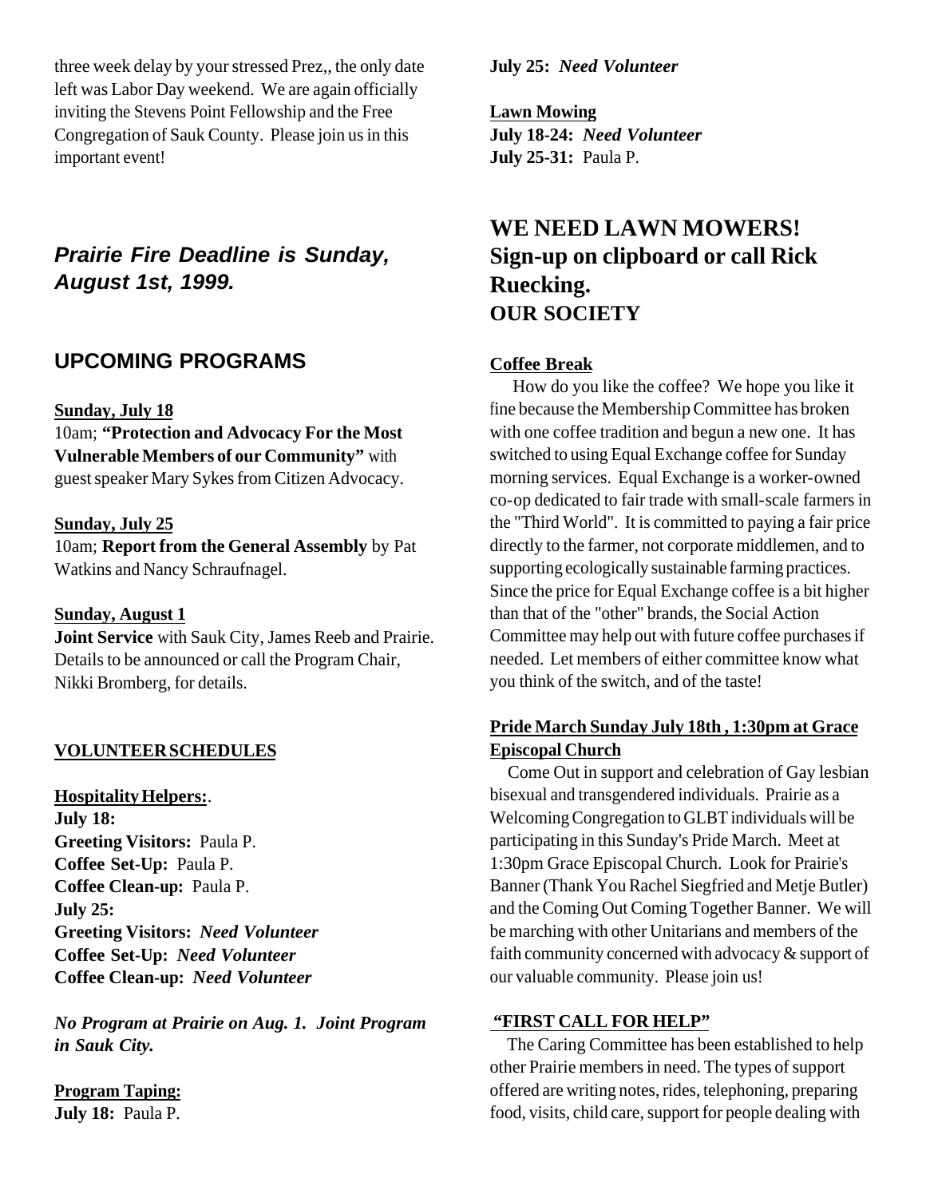three week delay by your stressed Prez,, the only date left was Labor Day weekend. We are again officially inviting the Stevens Point Fellowship and the Free Congregation of Sauk County. Please join us in this important event!

## *Prairie Fire Deadline is Sunday, August 1st, 1999.*

## UPCOMING PROGRAMS

**Sunday, July 18**

10am; **"Protection and Advocacy For the Most Vulnerable Members of our Community"** with guest speaker Mary Sykes from Citizen Advocacy.

**Sunday, July 25**

10am; **Report from the General Assembly** by Pat Watkins and Nancy Schraufnagel.

**Sunday, August 1**

**Joint Service** with Sauk City, James Reeb and Prairie. Details to be announced or call the Program Chair, Nikki Bromberg, for details.

**VOLUNTEER SCHEDULES**

**Hospitality Helpers:**.

**July 18:**
**Greeting Visitors:** Paula P.
**Coffee Set-Up:** Paula P.
**Coffee Clean-up:** Paula P.
**July 25:**
**Greeting Visitors:** ***Need Volunteer***
**Coffee Set-Up:** ***Need Volunteer***
**Coffee Clean-up:** ***Need Volunteer***

***No Program at Prairie on Aug. 1. Joint Program in Sauk City.***

**Program Taping:**
**July 18:** Paula P.
**July 25:** ***Need Volunteer***

**Lawn Mowing**
**July 18-24:** ***Need Volunteer***
**July 25-31:** Paula P.

## WE NEED LAWN MOWERS! Sign-up on clipboard or call Rick Ruecking.

## OUR SOCIETY

**Coffee Break**

How do you like the coffee? We hope you like it fine because the Membership Committee has broken with one coffee tradition and begun a new one. It has switched to using Equal Exchange coffee for Sunday morning services. Equal Exchange is a worker-owned co-op dedicated to fair trade with small-scale farmers in the "Third World". It is committed to paying a fair price directly to the farmer, not corporate middlemen, and to supporting ecologically sustainable farming practices. Since the price for Equal Exchange coffee is a bit higher than that of the "other" brands, the Social Action Committee may help out with future coffee purchases if needed. Let members of either committee know what you think of the switch, and of the taste!

**Pride March Sunday July 18th , 1:30pm at Grace Episcopal Church**

Come Out in support and celebration of Gay lesbian bisexual and transgendered individuals. Prairie as a Welcoming Congregation to GLBT individuals will be participating in this Sunday's Pride March. Meet at 1:30pm Grace Episcopal Church. Look for Prairie's Banner (Thank You Rachel Siegfried and Metje Butler) and the Coming Out Coming Together Banner. We will be marching with other Unitarians and members of the faith community concerned with advocacy & support of our valuable community. Please join us!

**"FIRST CALL FOR HELP"**

The Caring Committee has been established to help other Prairie members in need. The types of support offered are writing notes, rides, telephoning, preparing food, visits, child care, support for people dealing with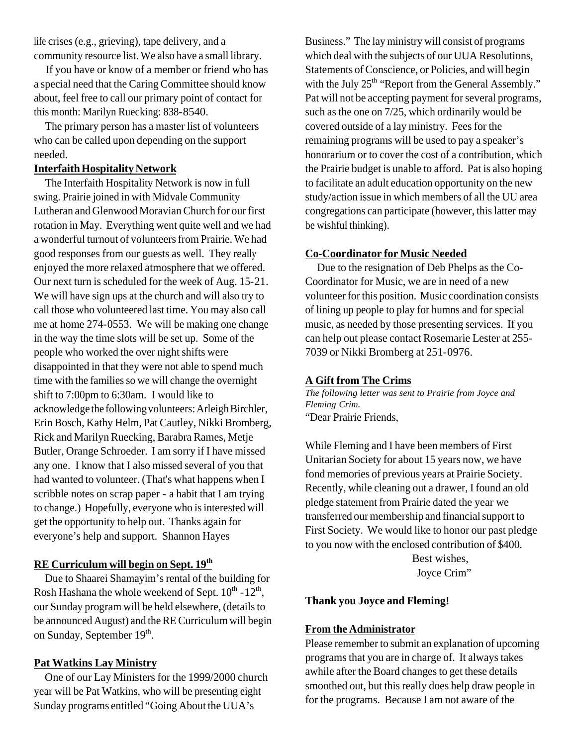life crises (e.g., grieving), tape delivery, and a community resource list. We also have a small library.

If you have or know of a member or friend who has a special need that the Caring Committee should know about, feel free to call our primary point of contact for this month: Marilyn Ruecking: 838-8540.

The primary person has a master list of volunteers who can be called upon depending on the support needed.

**Interfaith Hospitality Network**

The Interfaith Hospitality Network is now in full swing. Prairie joined in with Midvale Community Lutheran and Glenwood Moravian Church for our first rotation in May. Everything went quite well and we had a wonderful turnout of volunteers from Prairie. We had good responses from our guests as well. They really enjoyed the more relaxed atmosphere that we offered. Our next turn is scheduled for the week of Aug. 15-21. We will have sign ups at the church and will also try to call those who volunteered last time. You may also call me at home 274-0553. We will be making one change in the way the time slots will be set up. Some of the people who worked the over night shifts were disappointed in that they were not able to spend much time with the families so we will change the overnight shift to 7:00pm to 6:30am. I would like to acknowledge the following volunteers: Arleigh Birchler, Erin Bosch, Kathy Helm, Pat Cautley, Nikki Bromberg, Rick and Marilyn Ruecking, Barabra Rames, Metje Butler, Orange Schroeder. I am sorry if I have missed any one. I know that I also missed several of you that had wanted to volunteer. (That's what happens when I scribble notes on scrap paper - a habit that I am trying to change.) Hopefully, everyone who is interested will get the opportunity to help out. Thanks again for everyone's help and support. Shannon Hayes

**RE Curriculum will begin on Sept. 19th**

Due to Shaarei Shamayim's rental of the building for Rosh Hashana the whole weekend of Sept. 10th -12th, our Sunday program will be held elsewhere, (details to be announced August) and the RE Curriculum will begin on Sunday, September 19th.

**Pat Watkins Lay Ministry**

One of our Lay Ministers for the 1999/2000 church year will be Pat Watkins, who will be presenting eight Sunday programs entitled "Going About the UUA's Business." The lay ministry will consist of programs which deal with the subjects of our UUA Resolutions, Statements of Conscience, or Policies, and will begin with the July 25th "Report from the General Assembly." Pat will not be accepting payment for several programs, such as the one on 7/25, which ordinarily would be covered outside of a lay ministry. Fees for the remaining programs will be used to pay a speaker's honorarium or to cover the cost of a contribution, which the Prairie budget is unable to afford. Pat is also hoping to facilitate an adult education opportunity on the new study/action issue in which members of all the UU area congregations can participate (however, this latter may be wishful thinking).

**Co-Coordinator for Music Needed**

Due to the resignation of Deb Phelps as the Co-Coordinator for Music, we are in need of a new volunteer for this position. Music coordination consists of lining up people to play for humns and for special music, as needed by those presenting services. If you can help out please contact Rosemarie Lester at 255-7039 or Nikki Bromberg at 251-0976.

**A Gift from The Crims**

*The following letter was sent to Prairie from Joyce and Fleming Crim.*

"Dear Prairie Friends,

While Fleming and I have been members of First Unitarian Society for about 15 years now, we have fond memories of previous years at Prairie Society. Recently, while cleaning out a drawer, I found an old pledge statement from Prairie dated the year we transferred our membership and financial support to First Society. We would like to honor our past pledge to you now with the enclosed contribution of $400.

Best wishes,
Joyce Crim"

**Thank you Joyce and Fleming!**

**From the Administrator**

Please remember to submit an explanation of upcoming programs that you are in charge of. It always takes awhile after the Board changes to get these details smoothed out, but this really does help draw people in for the programs. Because I am not aware of the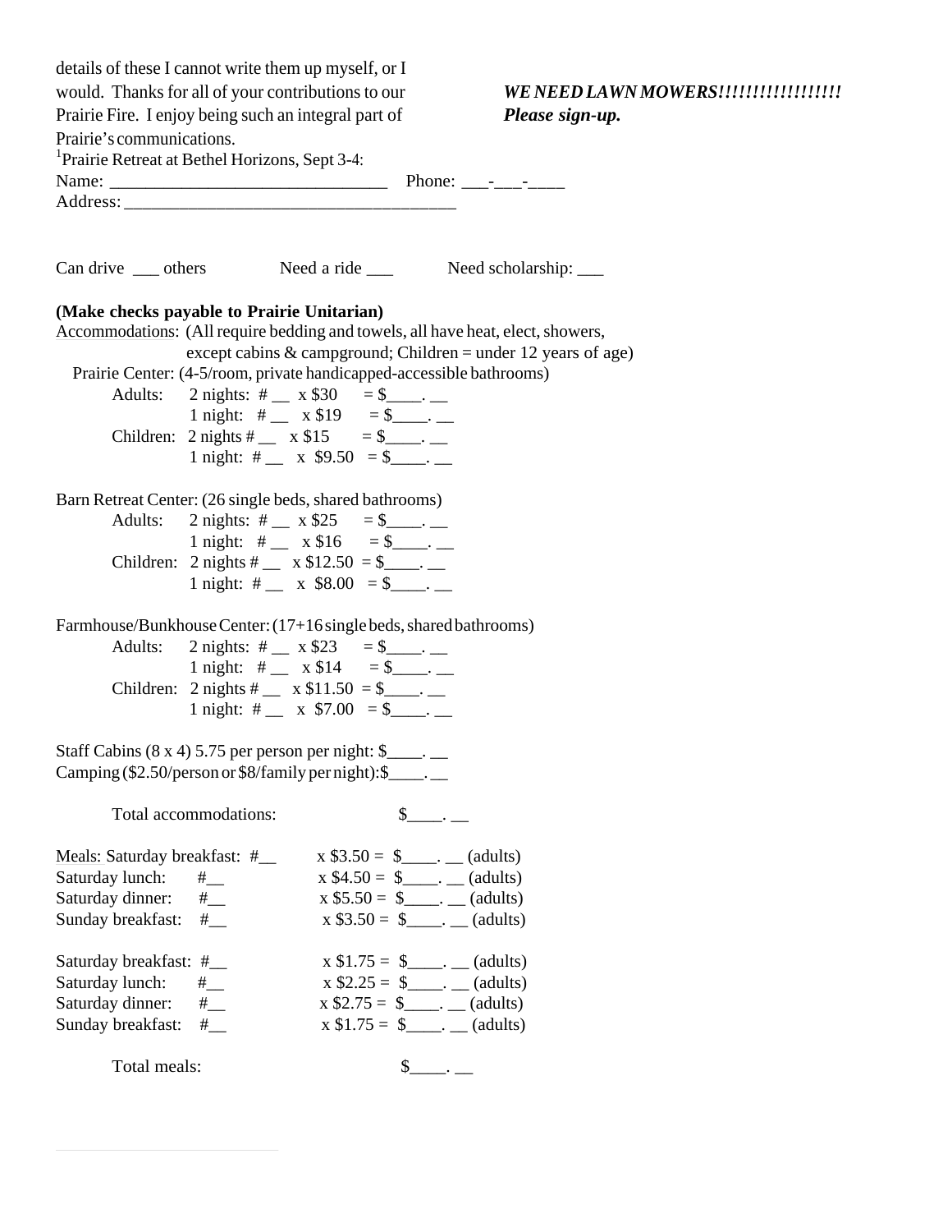details of these I cannot write them up myself, or I would. Thanks for all of your contributions to our Prairie Fire. I enjoy being such an integral part of Prairie's communications.

***WE NEED LAWN MOWERS!!!!!!!!!!!!!!!!!! Please sign-up.***

[1]Prairie Retreat at Bethel Horizons, Sept 3-4:

Name: ______________________________ Phone: ___-___-____

Address: ____________________________________

Can drive ___ others    Need a ride ___    Need scholarship: ___

**(Make checks payable to Prairie Unitarian)**

Accommodations: (All require bedding and towels, all have heat, elect, showers, except cabins & campground; Children = under 12 years of age)

Prairie Center: (4-5/room, private handicapped-accessible bathrooms)

- Adults: 2 nights: # __ x $30 = $____. __
- 1 night: # __ x $19 = $____. __
- Children: 2 nights # __ x $15 = $____. __
- 1 night: # __ x $9.50 = $____. __

Barn Retreat Center: (26 single beds, shared bathrooms)

- Adults: 2 nights: # __ x $25 = $____. __
- 1 night: # __ x $16 = $____. __
- Children: 2 nights # __ x $12.50 = $____. __
- 1 night: # __ x $8.00 = $____. __

Farmhouse/Bunkhouse Center: (17+16 single beds, shared bathrooms)

- Adults: 2 nights: # __ x $23 = $____. __
- 1 night: # __ x $14 = $____. __
- Children: 2 nights # __ x $11.50 = $____. __
- 1 night: # __ x $7.00 = $____. __

Staff Cabins (8 x 4) 5.75 per person per night: $____. __

Camping ($2.50/person or $8/family per night): $____. __

Total accommodations: $____. __

Meals: Saturday breakfast: #__ x $3.50 = $____. __ (adults)
Saturday lunch: #__ x $4.50 = $____. __ (adults)
Saturday dinner: #__ x $5.50 = $____. __ (adults)
Sunday breakfast: #__ x $3.50 = $____. __ (adults)

Saturday breakfast: #__ x $1.75 = $____. __ (adults)
Saturday lunch: #__ x $2.25 = $____. __ (adults)
Saturday dinner: #__ x $2.75 = $____. __ (adults)
Sunday breakfast: #__ x $1.75 = $____. __ (adults)

Total meals: $____. __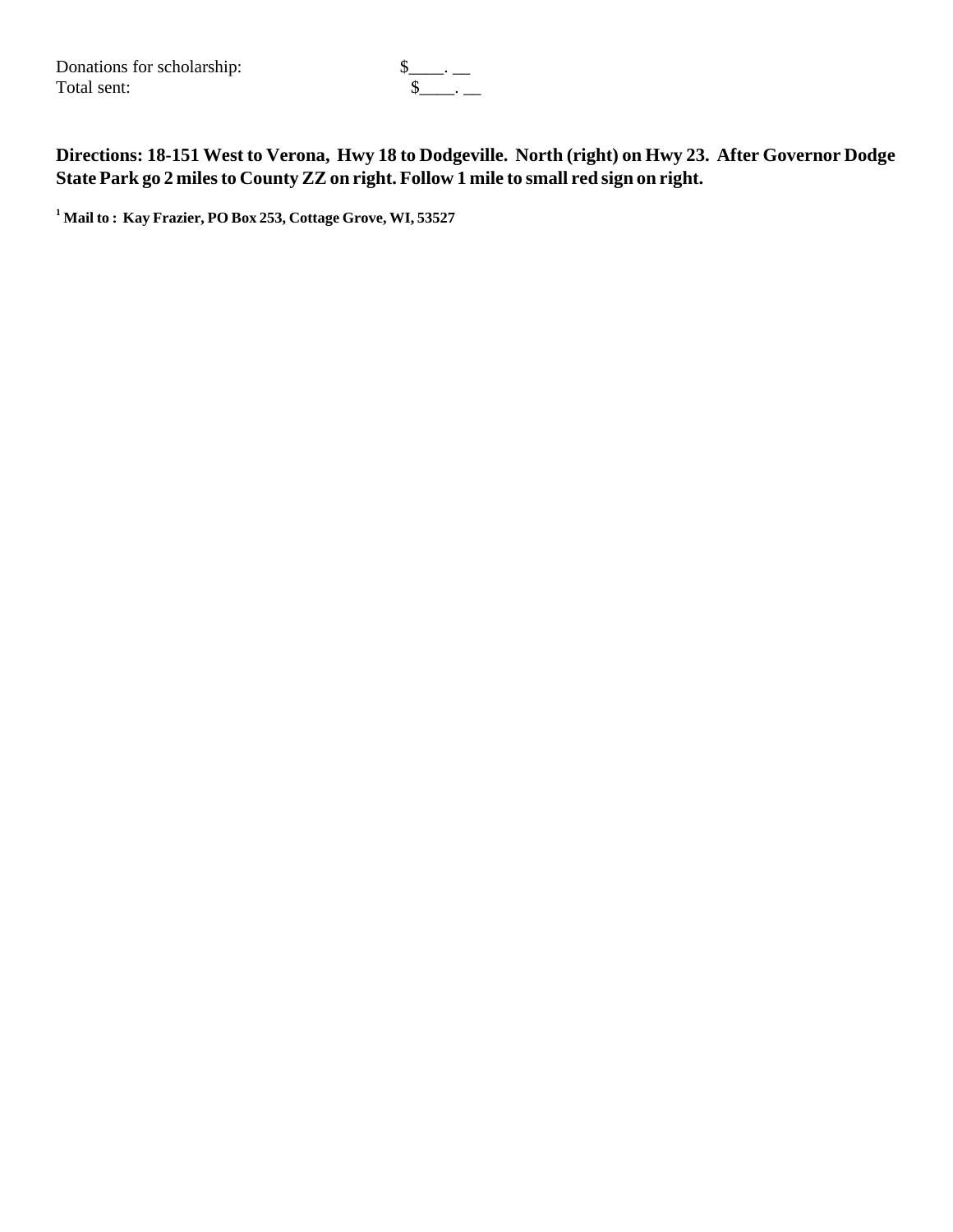Donations for scholarship: $____. __
Total sent: $____. __

**Directions: 18-151 West to Verona, Hwy 18 to Dodgeville. North (right) on Hwy 23. After Governor Dodge State Park go 2 miles to County ZZ on right. Follow 1 mile to small red sign on right.**

[1] **Mail to : Kay Frazier, PO Box 253, Cottage Grove, WI, 53527**